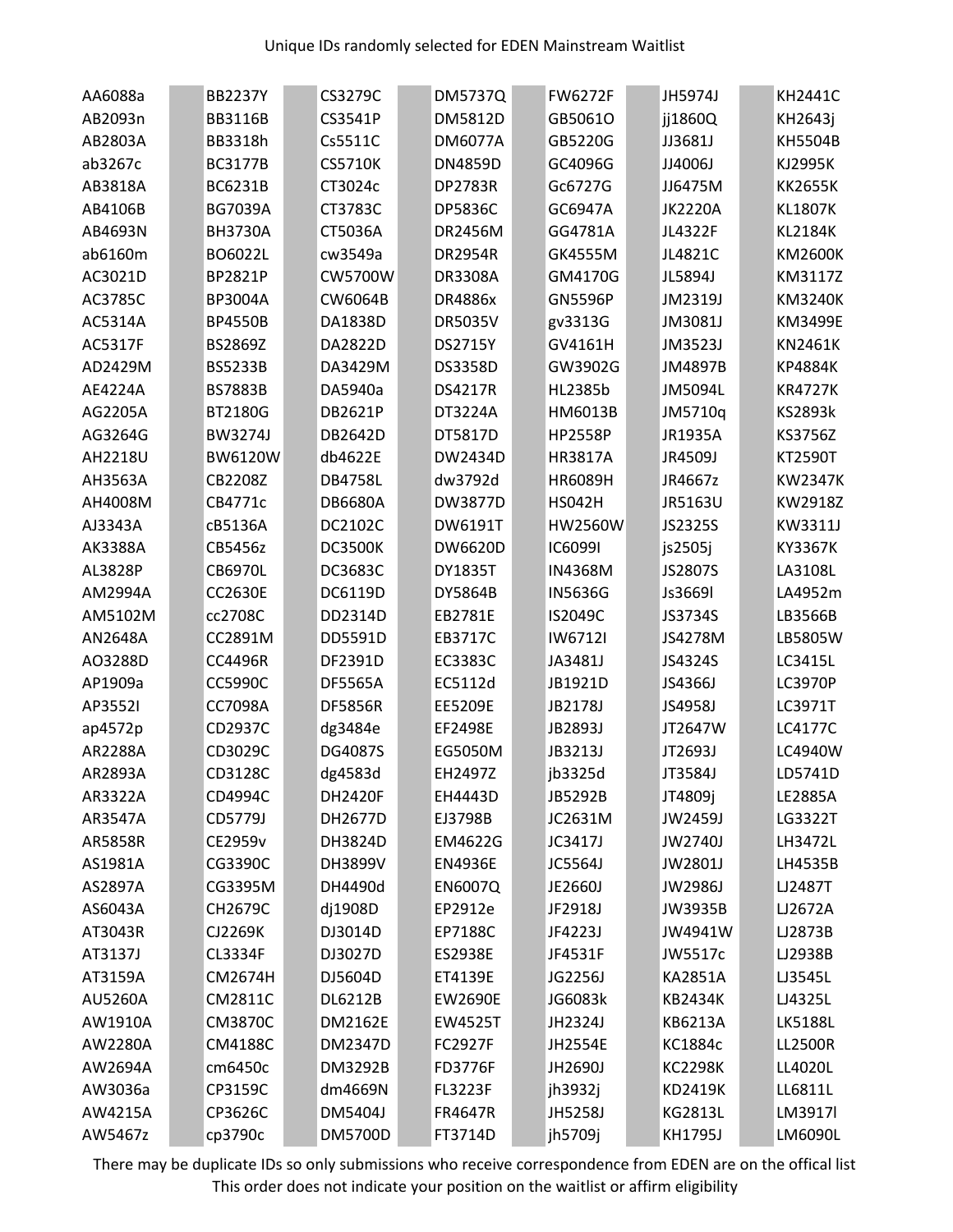Unique IDs randomly selected for EDEN Mainstream Waitlist

| | | | | | | |
|---|---|---|---|---|---|---|
| AA6088a | BB2237Y | CS3279C | DM5737Q | FW6272F | JH5974J | KH2441C |
| AB2093n | BB3116B | CS3541P | DM5812D | GB5061O | jj1860Q | KH2643j |
| AB2803A | BB3318h | Cs5511C | DM6077A | GB5220G | JJ3681J | KH5504B |
| ab3267c | BC3177B | CS5710K | DN4859D | GC4096G | JJ4006J | KJ2995K |
| AB3818A | BC6231B | CT3024c | DP2783R | Gc6727G | JJ6475M | KK2655K |
| AB4106B | BG7039A | CT3783C | DP5836C | GC6947A | JK2220A | KL1807K |
| AB4693N | BH3730A | CT5036A | DR2456M | GG4781A | JL4322F | KL2184K |
| ab6160m | BO6022L | cw3549a | DR2954R | GK4555M | JL4821C | KM2600K |
| AC3021D | BP2821P | CW5700W | DR3308A | GM4170G | JL5894J | KM3117Z |
| AC3785C | BP3004A | CW6064B | DR4886x | GN5596P | JM2319J | KM3240K |
| AC5314A | BP4550B | DA1838D | DR5035V | gv3313G | JM3081J | KM3499E |
| AC5317F | BS2869Z | DA2822D | DS2715Y | GV4161H | JM3523J | KN2461K |
| AD2429M | BS5233B | DA3429M | DS3358D | GW3902G | JM4897B | KP4884K |
| AE4224A | BS7883B | DA5940a | DS4217R | HL2385b | JM5094L | KR4727K |
| AG2205A | BT2180G | DB2621P | DT3224A | HM6013B | JM5710q | KS2893k |
| AG3264G | BW3274J | DB2642D | DT5817D | HP2558P | JR1935A | KS3756Z |
| AH2218U | BW6120W | db4622E | DW2434D | HR3817A | JR4509J | KT2590T |
| AH3563A | CB2208Z | DB4758L | dw3792d | HR6089H | JR4667z | KW2347K |
| AH4008M | CB4771c | DB6680A | DW3877D | HS042H | JR5163U | KW2918Z |
| AJ3343A | cB5136A | DC2102C | DW6191T | HW2560W | JS2325S | KW3311J |
| AK3388A | CB5456z | DC3500K | DW6620D | IC6099I | js2505j | KY3367K |
| AL3828P | CB6970L | DC3683C | DY1835T | IN4368M | JS2807S | LA3108L |
| AM2994A | CC2630E | DC6119D | DY5864B | IN5636G | Js3669l | LA4952m |
| AM5102M | cc2708C | DD2314D | EB2781E | IS2049C | JS3734S | LB3566B |
| AN2648A | CC2891M | DD5591D | EB3717C | IW6712I | JS4278M | LB5805W |
| AO3288D | CC4496R | DF2391D | EC3383C | JA3481J | JS4324S | LC3415L |
| AP1909a | CC5990C | DF5565A | EC5112d | JB1921D | JS4366J | LC3970P |
| AP3552I | CC7098A | DF5856R | EE5209E | JB2178J | JS4958J | LC3971T |
| ap4572p | CD2937C | dg3484e | EF2498E | JB2893J | JT2647W | LC4177C |
| AR2288A | CD3029C | DG4087S | EG5050M | JB3213J | JT2693J | LC4940W |
| AR2893A | CD3128C | dg4583d | EH2497Z | jb3325d | JT3584J | LD5741D |
| AR3322A | CD4994C | DH2420F | EH4443D | JB5292B | JT4809j | LE2885A |
| AR3547A | CD5779J | DH2677D | EJ3798B | JC2631M | JW2459J | LG3322T |
| AR5858R | CE2959v | DH3824D | EM4622G | JC3417J | JW2740J | LH3472L |
| AS1981A | CG3390C | DH3899V | EN4936E | JC5564J | JW2801J | LH4535B |
| AS2897A | CG3395M | DH4490d | EN6007Q | JE2660J | JW2986J | LJ2487T |
| AS6043A | CH2679C | dj1908D | EP2912e | JF2918J | JW3935B | LJ2672A |
| AT3043R | CJ2269K | DJ3014D | EP7188C | JF4223J | JW4941W | LJ2873B |
| AT3137J | CL3334F | DJ3027D | ES2938E | JF4531F | JW5517c | LJ2938B |
| AT3159A | CM2674H | DJ5604D | ET4139E | JG2256J | KA2851A | LJ3545L |
| AU5260A | CM2811C | DL6212B | EW2690E | JG6083k | KB2434K | LJ4325L |
| AW1910A | CM3870C | DM2162E | EW4525T | JH2324J | KB6213A | LK5188L |
| AW2280A | CM4188C | DM2347D | FC2927F | JH2554E | KC1884c | LL2500R |
| AW2694A | cm6450c | DM3292B | FD3776F | JH2690J | KC2298K | LL4020L |
| AW3036a | CP3159C | dm4669N | FL3223F | jh3932j | KD2419K | LL6811L |
| AW4215A | CP3626C | DM5404J | FR4647R | JH5258J | KG2813L | LM3917l |
| AW5467z | cp3790c | DM5700D | FT3714D | jh5709j | KH1795J | LM6090L |

There may be duplicate IDs so only submissions who receive correspondence from EDEN are on the offical list
This order does not indicate your position on the waitlist or affirm eligibility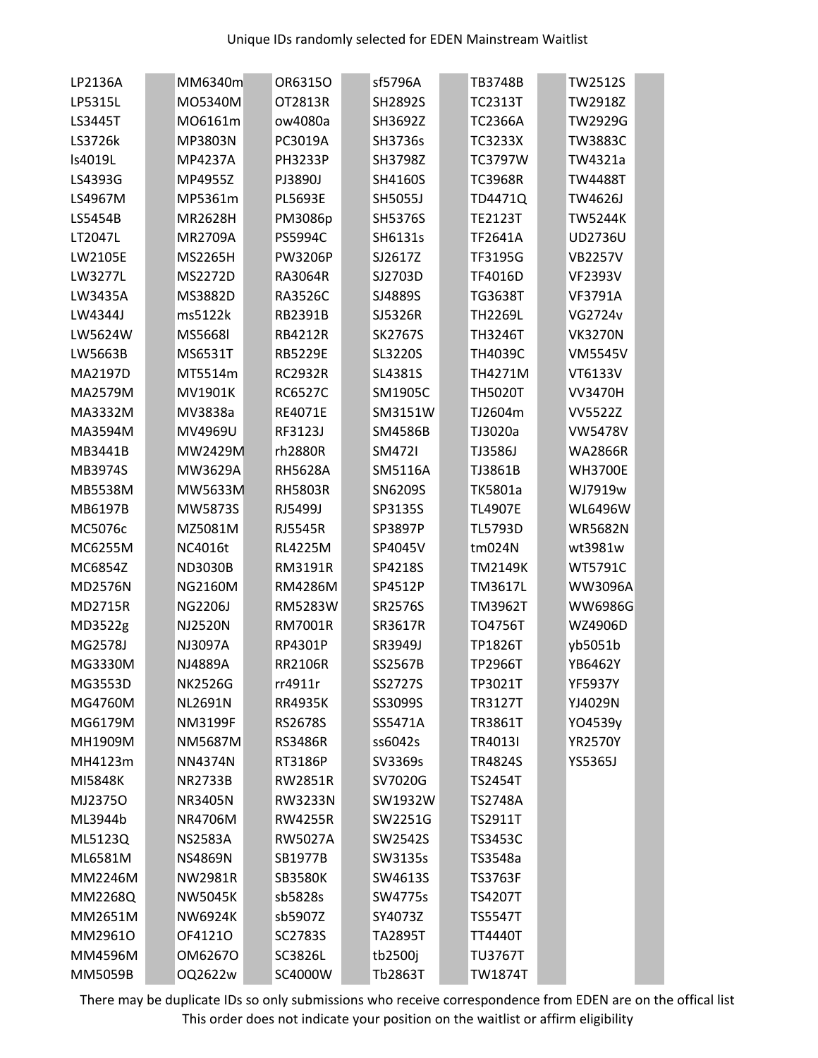Unique IDs randomly selected for EDEN Mainstream Waitlist

| | | | | | |
|---|---|---|---|---|---|
| LP2136A | MM6340m | OR6315O | sf5796A | TB3748B | TW2512S |
| LP5315L | MO5340M | OT2813R | SH2892S | TC2313T | TW2918Z |
| LS3445T | MO6161m | ow4080a | SH3692Z | TC2366A | TW2929G |
| LS3726k | MP3803N | PC3019A | SH3736s | TC3233X | TW3883C |
| ls4019L | MP4237A | PH3233P | SH3798Z | TC3797W | TW4321a |
| LS4393G | MP4955Z | PJ3890J | SH4160S | TC3968R | TW4488T |
| LS4967M | MP5361m | PL5693E | SH5055J | TD4471Q | TW4626J |
| LS5454B | MR2628H | PM3086p | SH5376S | TE2123T | TW5244K |
| LT2047L | MR2709A | PS5994C | SH6131s | TF2641A | UD2736U |
| LW2105E | MS2265H | PW3206P | SJ2617Z | TF3195G | VB2257V |
| LW3277L | MS2272D | RA3064R | SJ2703D | TF4016D | VF2393V |
| LW3435A | MS3882D | RA3526C | SJ4889S | TG3638T | VF3791A |
| LW4344J | ms5122k | RB2391B | SJ5326R | TH2269L | VG2724v |
| LW5624W | MS5668l | RB4212R | SK2767S | TH3246T | VK3270N |
| LW5663B | MS6531T | RB5229E | SL3220S | TH4039C | VM5545V |
| MA2197D | MT5514m | RC2932R | SL4381S | TH4271M | VT6133V |
| MA2579M | MV1901K | RC6527C | SM1905C | TH5020T | VV3470H |
| MA3332M | MV3838a | RE4071E | SM3151W | TJ2604m | VV5522Z |
| MA3594M | MV4969U | RF3123J | SM4586B | TJ3020a | VW5478V |
| MB3441B | MW2429M | rh2880R | SM472I | TJ3586J | WA2866R |
| MB3974S | MW3629A | RH5628A | SM5116A | TJ3861B | WH3700E |
| MB5538M | MW5633M | RH5803R | SN6209S | TK5801a | WJ7919w |
| MB6197B | MW5873S | RJ5499J | SP3135S | TL4907E | WL6496W |
| MC5076c | MZ5081M | RJ5545R | SP3897P | TL5793D | WR5682N |
| MC6255M | NC4016t | RL4225M | SP4045V | tm024N | wt3981w |
| MC6854Z | ND3030B | RM3191R | SP4218S | TM2149K | WT5791C |
| MD2576N | NG2160M | RM4286M | SP4512P | TM3617L | WW3096A |
| MD2715R | NG2206J | RM5283W | SR2576S | TM3962T | WW6986G |
| MD3522g | NJ2520N | RM7001R | SR3617R | TO4756T | WZ4906D |
| MG2578J | NJ3097A | RP4301P | SR3949J | TP1826T | yb5051b |
| MG3330M | NJ4889A | RR2106R | SS2567B | TP2966T | YB6462Y |
| MG3553D | NK2526G | rr4911r | SS2727S | TP3021T | YF5937Y |
| MG4760M | NL2691N | RR4935K | SS3099S | TR3127T | YJ4029N |
| MG6179M | NM3199F | RS2678S | SS5471A | TR3861T | YO4539y |
| MH1909M | NM5687M | RS3486R | ss6042s | TR4013I | YR2570Y |
| MH4123m | NN4374N | RT3186P | SV3369s | TR4824S | YS5365J |
| MI5848K | NR2733B | RW2851R | SV7020G | TS2454T | |
| MJ2375O | NR3405N | RW3233N | SW1932W | TS2748A | |
| ML3944b | NR4706M | RW4255R | SW2251G | TS2911T | |
| ML5123Q | NS2583A | RW5027A | SW2542S | TS3453C | |
| ML6581M | NS4869N | SB1977B | SW3135s | TS3548a | |
| MM2246M | NW2981R | SB3580K | SW4613S | TS3763F | |
| MM2268Q | NW5045K | sb5828s | SW4775s | TS4207T | |
| MM2651M | NW6924K | sb5907Z | SY4073Z | TS5547T | |
| MM2961O | OF4121O | SC2783S | TA2895T | TT4440T | |
| MM4596M | OM6267O | SC3826L | tb2500j | TU3767T | |
| MM5059B | OQ2622w | SC4000W | Tb2863T | TW1874T | |

There may be duplicate IDs so only submissions who receive correspondence from EDEN are on the offical list
This order does not indicate your position on the waitlist or affirm eligibility